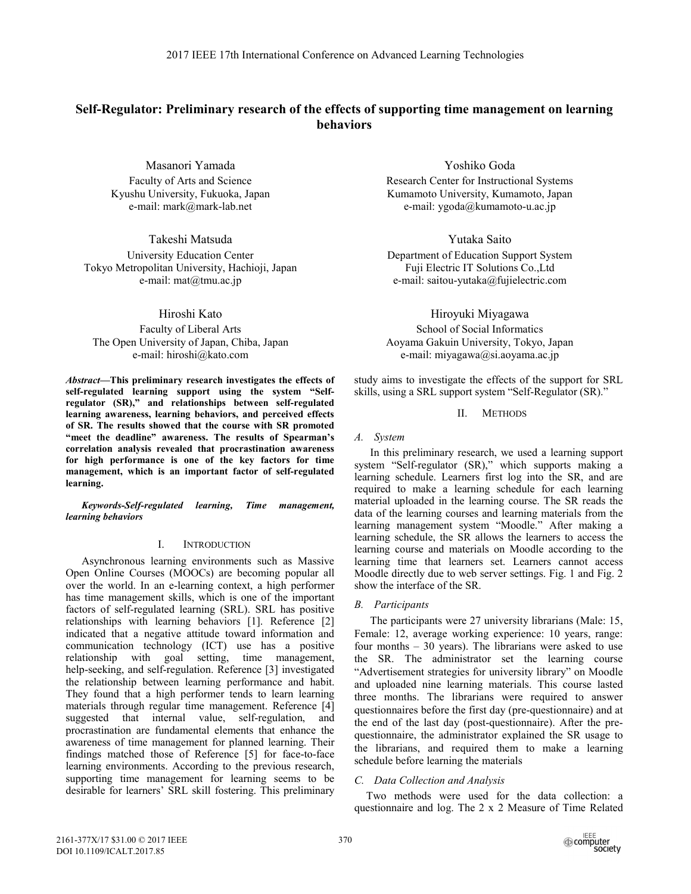# Self-Regulator: Preliminary research of the effects of supporting time management on learning behaviors

Masanori Yamada
Faculty of Arts and Science
Kyushu University, Fukuoka, Japan
e-mail: mark@mark-lab.net

Yoshiko Goda
Research Center for Instructional Systems
Kumamoto University, Kumamoto, Japan
e-mail: ygoda@kumamoto-u.ac.jp

Takeshi Matsuda
University Education Center
Tokyo Metropolitan University, Hachioji, Japan
e-mail: mat@tmu.ac.jp

Yutaka Saito
Department of Education Support System
Fuji Electric IT Solutions Co.,Ltd
e-mail: saitou-yutaka@fujielectric.com

Hiroshi Kato
Faculty of Liberal Arts
The Open University of Japan, Chiba, Japan
e-mail: hiroshi@kato.com

Hiroyuki Miyagawa
School of Social Informatics
Aoyama Gakuin University, Tokyo, Japan
e-mail: miyagawa@si.aoyama.ac.jp

***Abstract*—This preliminary research investigates the effects of self-regulated learning support using the system "Self-regulator (SR)," and relationships between self-regulated learning awareness, learning behaviors, and perceived effects of SR. The results showed that the course with SR promoted "meet the deadline" awareness. The results of Spearman's correlation analysis revealed that procrastination awareness for high performance is one of the key factors for time management, which is an important factor of self-regulated learning.**

***Keywords-Self-regulated learning, Time management, learning behaviors***

## I. Introduction

Asynchronous learning environments such as Massive Open Online Courses (MOOCs) are becoming popular all over the world. In an e-learning context, a high performer has time management skills, which is one of the important factors of self-regulated learning (SRL). SRL has positive relationships with learning behaviors [1]. Reference [2] indicated that a negative attitude toward information and communication technology (ICT) use has a positive relationship with goal setting, time management, help-seeking, and self-regulation. Reference [3] investigated the relationship between learning performance and habit. They found that a high performer tends to learn learning materials through regular time management. Reference [4] suggested that internal value, self-regulation, and procrastination are fundamental elements that enhance the awareness of time management for planned learning. Their findings matched those of Reference [5] for face-to-face learning environments. According to the previous research, supporting time management for learning seems to be desirable for learners' SRL skill fostering. This preliminary study aims to investigate the effects of the support for SRL skills, using a SRL support system "Self-Regulator (SR)."

## II. Methods

### A. System

In this preliminary research, we used a learning support system "Self-regulator (SR)," which supports making a learning schedule. Learners first log into the SR, and are required to make a learning schedule for each learning material uploaded in the learning course. The SR reads the data of the learning courses and learning materials from the learning management system "Moodle." After making a learning schedule, the SR allows the learners to access the learning course and materials on Moodle according to the learning time that learners set. Learners cannot access Moodle directly due to web server settings. Fig. 1 and Fig. 2 show the interface of the SR.

### B. Participants

The participants were 27 university librarians (Male: 15, Female: 12, average working experience: 10 years, range: four months – 30 years). The librarians were asked to use the SR. The administrator set the learning course "Advertisement strategies for university library" on Moodle and uploaded nine learning materials. This course lasted three months. The librarians were required to answer questionnaires before the first day (pre-questionnaire) and at the end of the last day (post-questionnaire). After the pre-questionnaire, the administrator explained the SR usage to the librarians, and required them to make a learning schedule before learning the materials

### C. Data Collection and Analysis

Two methods were used for the data collection: a questionnaire and log. The 2 x 2 Measure of Time Related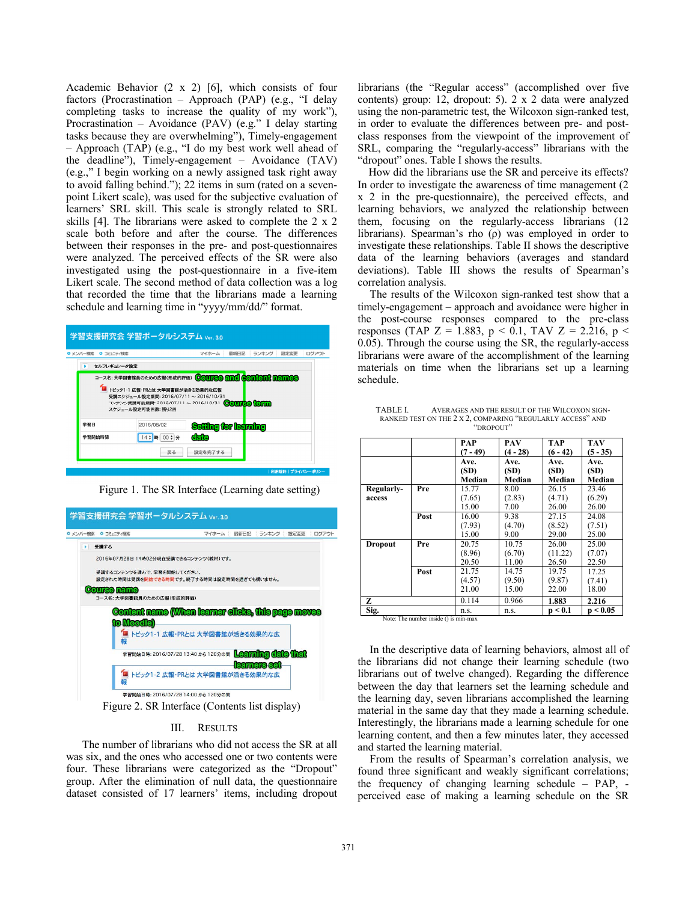Academic Behavior (2 x 2) [6], which consists of four factors (Procrastination – Approach (PAP) (e.g., "I delay completing tasks to increase the quality of my work"), Procrastination – Avoidance (PAV) (e.g." I delay starting tasks because they are overwhelming"), Timely-engagement – Approach (TAP) (e.g., "I do my best work well ahead of the deadline"), Timely-engagement – Avoidance (TAV) (e.g.," I begin working on a newly assigned task right away to avoid falling behind."); 22 items in sum (rated on a seven-point Likert scale), was used for the subjective evaluation of learners' SRL skill. This scale is strongly related to SRL skills [4]. The librarians were asked to complete the 2 x 2 scale both before and after the course. The differences between their responses in the pre- and post-questionnaires were analyzed. The perceived effects of the SR were also investigated using the post-questionnaire in a five-item Likert scale. The second method of data collection was a log that recorded the time that the librarians made a learning schedule and learning time in "yyyy/mm/dd/" format.

Figure 1. The SR Interface (Learning date setting)

Figure 2. SR Interface (Contents list display)

## III. Results

The number of librarians who did not access the SR at all was six, and the ones who accessed one or two contents were four. These librarians were categorized as the "Dropout" group. After the elimination of null data, the questionnaire dataset consisted of 17 learners' items, including dropout librarians (the "Regular access" (accomplished over five contents) group: 12, dropout: 5). 2 x 2 data were analyzed using the non-parametric test, the Wilcoxon sign-ranked test, in order to evaluate the differences between pre- and post-class responses from the viewpoint of the improvement of SRL, comparing the "regularly-access" librarians with the "dropout" ones. Table I shows the results.

How did the librarians use the SR and perceive its effects? In order to investigate the awareness of time management (2 x 2 in the pre-questionnaire), the perceived effects, and learning behaviors, we analyzed the relationship between them, focusing on the regularly-access librarians (12 librarians). Spearman's rho (ρ) was employed in order to investigate these relationships. Table II shows the descriptive data of the learning behaviors (averages and standard deviations). Table III shows the results of Spearman's correlation analysis.

The results of the Wilcoxon sign-ranked test show that a timely-engagement – approach and avoidance were higher in the post-course responses compared to the pre-class responses (TAP Z = 1.883, $p < 0.1$, TAV Z = 2.216, $p < 0.05$). Through the course using the SR, the regularly-access librarians were aware of the accomplishment of the learning materials on time when the librarians set up a learning schedule.

TABLE I. Averages and the result of the Wilcoxon sign-ranked test on the 2 x 2, comparing "regularly access" and "dropout"

| | | PAP (7 - 49) | PAV (4 - 28) | TAP (6 - 42) | TAV (5 - 35) |
|---|---|---|---|---|---|
| | | Ave. (SD) Median | Ave. (SD) Median | Ave. (SD) Median | Ave. (SD) Median |
| Regularly-access | Pre | 15.77 (7.65) 15.00 | 8.00 (2.83) 7.00 | 26.15 (4.71) 26.00 | 23.46 (6.29) 26.00 |
| | Post | 16.00 (7.93) 15.00 | 9.38 (4.70) 9.00 | 27.15 (8.52) 29.00 | 24.08 (7.51) 25.00 |
| Dropout | Pre | 20.75 (8.96) 20.50 | 10.75 (6.70) 11.00 | 26.00 (11.22) 26.50 | 25.00 (7.07) 22.50 |
| | Post | 21.75 (4.57) 21.00 | 14.75 (9.50) 15.00 | 19.75 (9.87) 22.00 | 17.25 (7.41) 18.00 |
| Z | | 0.114 | 0.966 | **1.883** | **2.216** |
| Sig. | | n.s. | n.s. | **$p < 0.1$** | **$p < 0.05$** |

Note: The number inside () is min-max

In the descriptive data of learning behaviors, almost all of the librarians did not change their learning schedule (two librarians out of twelve changed). Regarding the difference between the day that learners set the learning schedule and the learning day, seven librarians accomplished the learning material in the same day that they made a learning schedule. Interestingly, the librarians made a learning schedule for one learning content, and then a few minutes later, they accessed and started the learning material.

From the results of Spearman's correlation analysis, we found three significant and weakly significant correlations; the frequency of changing learning schedule – PAP, -perceived ease of making a learning schedule on the SR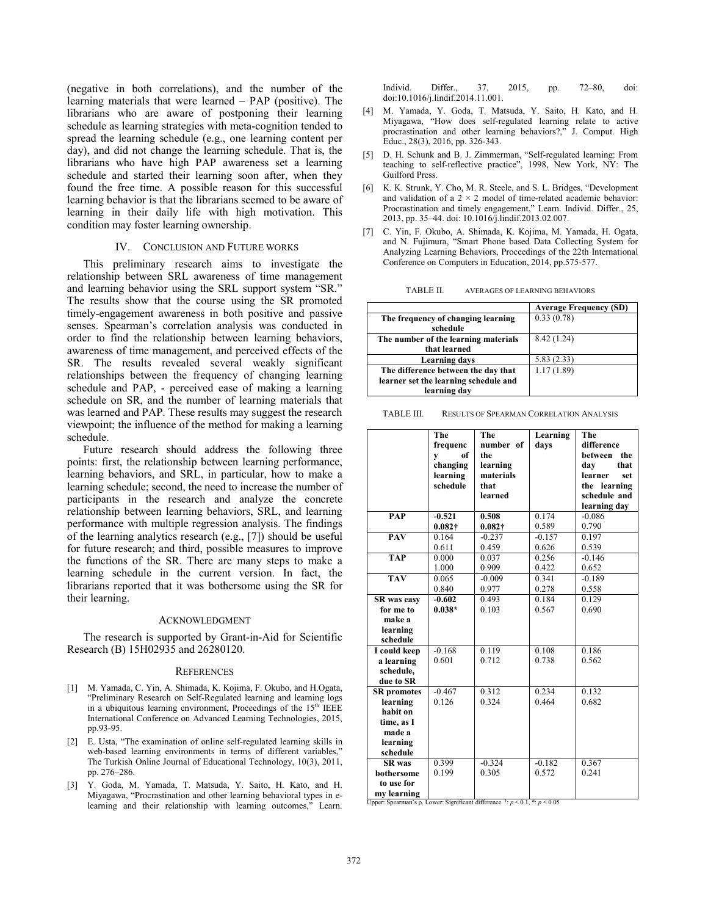(negative in both correlations), and the number of the learning materials that were learned – PAP (positive). The librarians who are aware of postponing their learning schedule as learning strategies with meta-cognition tended to spread the learning schedule (e.g., one learning content per day), and did not change the learning schedule. That is, the librarians who have high PAP awareness set a learning schedule and started their learning soon after, when they found the free time. A possible reason for this successful learning behavior is that the librarians seemed to be aware of learning in their daily life with high motivation. This condition may foster learning ownership.

## IV. Conclusion and Future works

This preliminary research aims to investigate the relationship between SRL awareness of time management and learning behavior using the SRL support system "SR." The results show that the course using the SR promoted timely-engagement awareness in both positive and passive senses. Spearman's correlation analysis was conducted in order to find the relationship between learning behaviors, awareness of time management, and perceived effects of the SR. The results revealed several weakly significant relationships between the frequency of changing learning schedule and PAP, - perceived ease of making a learning schedule on SR, and the number of learning materials that was learned and PAP. These results may suggest the research viewpoint; the influence of the method for making a learning schedule.

Future research should address the following three points: first, the relationship between learning performance, learning behaviors, and SRL, in particular, how to make a learning schedule; second, the need to increase the number of participants in the research and analyze the concrete relationship between learning behaviors, SRL, and learning performance with multiple regression analysis. The findings of the learning analytics research (e.g., [7]) should be useful for future research; and third, possible measures to improve the functions of the SR. There are many steps to make a learning schedule in the current version. In fact, the librarians reported that it was bothersome using the SR for their learning.

## Acknowledgment

The research is supported by Grant-in-Aid for Scientific Research (B) 15H02935 and 26280120.

## References

[1] M. Yamada, C. Yin, A. Shimada, K. Kojima, F. Okubo, and H.Ogata, "Preliminary Research on Self-Regulated learning and learning logs in a ubiquitous learning environment, Proceedings of the 15th IEEE International Conference on Advanced Learning Technologies, 2015, pp.93-95.

[2] E. Usta, "The examination of online self-regulated learning skills in web-based learning environments in terms of different variables," The Turkish Online Journal of Educational Technology, 10(3), 2011, pp. 276–286.

[3] Y. Goda, M. Yamada, T. Matsuda, Y. Saito, H. Kato, and H. Miyagawa, "Procrastination and other learning behavioral types in e-learning and their relationship with learning outcomes," Learn. Individ. Differ., 37, 2015, pp. 72–80, doi: doi:10.1016/j.lindif.2014.11.001.

[4] M. Yamada, Y. Goda, T. Matsuda, Y. Saito, H. Kato, and H. Miyagawa, "How does self-regulated learning relate to active procrastination and other learning behaviors?," J. Comput. High Educ., 28(3), 2016, pp. 326-343.

[5] D. H. Schunk and B. J. Zimmerman, "Self-regulated learning: From teaching to self-reflective practice", 1998, New York, NY: The Guilford Press.

[6] K. K. Strunk, Y. Cho, M. R. Steele, and S. L. Bridges, "Development and validation of a 2 × 2 model of time-related academic behavior: Procrastination and timely engagement," Learn. Individ. Differ., 25, 2013, pp. 35–44. doi: 10.1016/j.lindif.2013.02.007.

[7] C. Yin, F. Okubo, A. Shimada, K. Kojima, M. Yamada, H. Ogata, and N. Fujimura, "Smart Phone based Data Collecting System for Analyzing Learning Behaviors, Proceedings of the 22th International Conference on Computers in Education, 2014, pp.575-577.

TABLE II. Averages of Learning Behaviors

| | **Average Frequency (SD)** |
|---|---|
| **The frequency of changing learning schedule** | 0.33 (0.78) |
| **The number of the learning materials that learned** | 8.42 (1.24) |
| **Learning days** | 5.83 (2.33) |
| **The difference between the day that learner set the learning schedule and learning day** | 1.17 (1.89) |

TABLE III. Results of Spearman Correlation Analysis

| | **The frequency of changing learning schedule** | **The number of the learning materials that learned** | **Learning days** | **The difference between the day that learner set the learning schedule and learning day** |
|---|---|---|---|---|
| **PAP** | **-0.521** **0.082†** | **0.508** **0.082†** | 0.174 0.589 | -0.086 0.790 |
| **PAV** | 0.164 0.611 | -0.237 0.459 | -0.157 0.626 | 0.197 0.539 |
| **TAP** | 0.000 1.000 | 0.037 0.909 | 0.256 0.422 | -0.146 0.652 |
| **TAV** | 0.065 0.840 | -0.009 0.977 | 0.341 0.278 | -0.189 0.558 |
| **SR was easy for me to make a learning schedule** | **-0.602** **0.038*** | 0.493 0.103 | 0.184 0.567 | 0.129 0.690 |
| **I could keep a learning schedule, due to SR** | -0.168 0.601 | 0.119 0.712 | 0.108 0.738 | 0.186 0.562 |
| **SR promotes learning habit on time, as I made a learning schedule** | -0.467 0.126 | 0.312 0.324 | 0.234 0.464 | 0.132 0.682 |
| **SR was bothersome to use for my learning** | 0.399 0.199 | -0.324 0.305 | -0.182 0.572 | 0.367 0.241 |

Upper: Spearman's ρ, Lower: Significant difference †: $p < 0.1$, *: $p < 0.05$